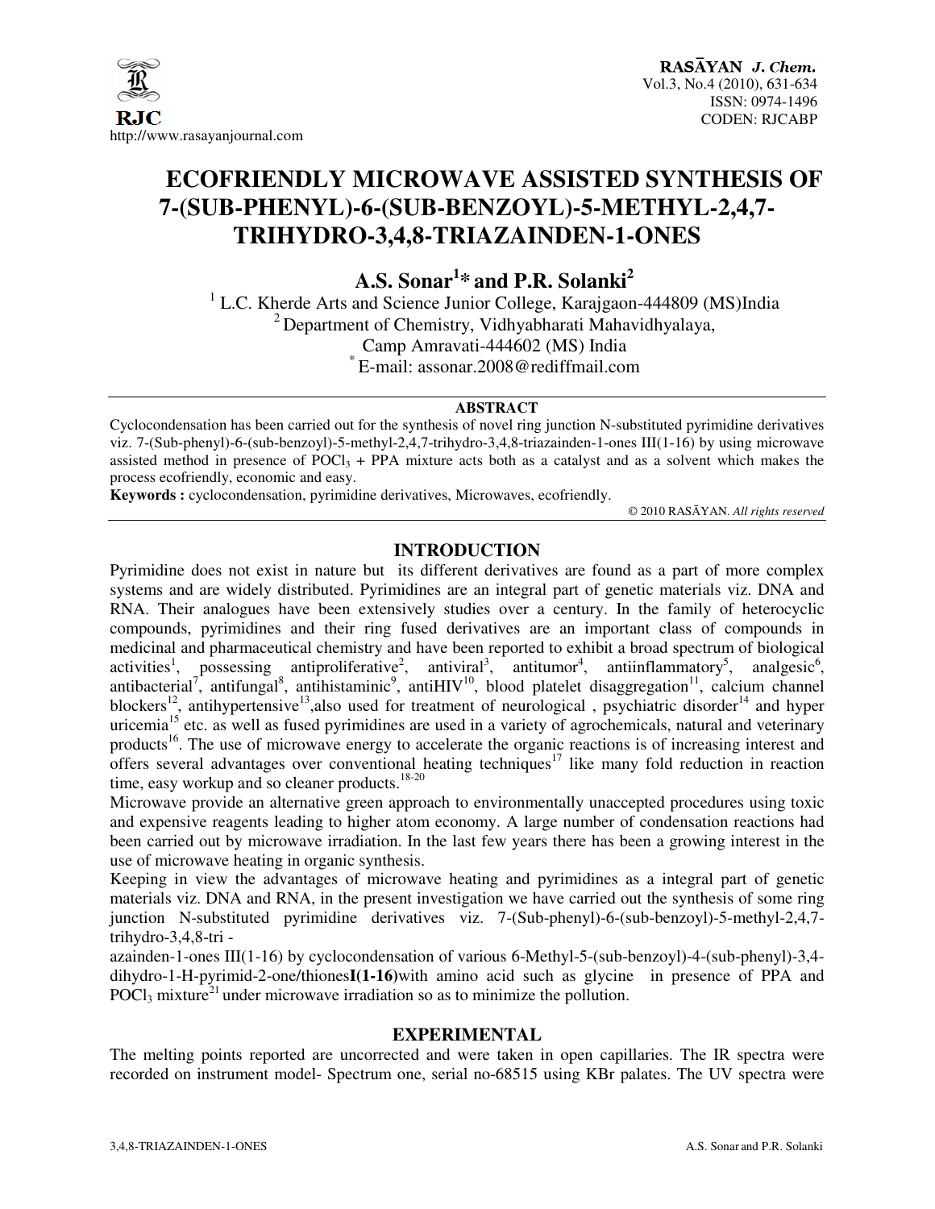# ECOFRIENDLY MICROWAVE ASSISTED SYNTHESIS OF 7-(SUB-PHENYL)-6-(SUB-BENZOYL)-5-METHYL-2,4,7-TRIHYDRO-3,4,8-TRIAZAINDEN-1-ONES

**A.S. Sonar[1]* and P.R. Solanki[2]**

[1] L.C. Kherde Arts and Science Junior College, Karajgaon-444809 (MS)India

[2] Department of Chemistry, Vidhyabharati Mahavidhyalaya, Camp Amravati-444602 (MS) India

* E-mail: assonar.2008@rediffmail.com

## ABSTRACT

Cyclocondensation has been carried out for the synthesis of novel ring junction N-substituted pyrimidine derivatives viz. 7-(Sub-phenyl)-6-(sub-benzoyl)-5-methyl-2,4,7-trihydro-3,4,8-triazainden-1-ones III(1-16) by using microwave assisted method in presence of $POCl_3$ + PPA mixture acts both as a catalyst and as a solvent which makes the process ecofriendly, economic and easy.

**Keywords :** cyclocondensation, pyrimidine derivatives, Microwaves, ecofriendly.

© 2010 RASĀYAN. *All rights reserved*

## INTRODUCTION

Pyrimidine does not exist in nature but its different derivatives are found as a part of more complex systems and are widely distributed. Pyrimidines are an integral part of genetic materials viz. DNA and RNA. Their analogues have been extensively studies over a century. In the family of heterocyclic compounds, pyrimidines and their ring fused derivatives are an important class of compounds in medicinal and pharmaceutical chemistry and have been reported to exhibit a broad spectrum of biological activities[1], possessing antiproliferative[2], antiviral[3], antitumor[4], antiinflammatory[5], analgesic[6], antibacterial[7], antifungal[8], antihistaminic[9], antiHIV[10], blood platelet disaggregation[11], calcium channel blockers[12], antihypertensive[13],also used for treatment of neurological , psychiatric disorder[14] and hyper uricemia[15] etc. as well as fused pyrimidines are used in a variety of agrochemicals, natural and veterinary products[16]. The use of microwave energy to accelerate the organic reactions is of increasing interest and offers several advantages over conventional heating techniques[17] like many fold reduction in reaction time, easy workup and so cleaner products.[18-20]

Microwave provide an alternative green approach to environmentally unaccepted procedures using toxic and expensive reagents leading to higher atom economy. A large number of condensation reactions had been carried out by microwave irradiation. In the last few years there has been a growing interest in the use of microwave heating in organic synthesis.

Keeping in view the advantages of microwave heating and pyrimidines as a integral part of genetic materials viz. DNA and RNA, in the present investigation we have carried out the synthesis of some ring junction N-substituted pyrimidine derivatives viz. 7-(Sub-phenyl)-6-(sub-benzoyl)-5-methyl-2,4,7-trihydro-3,4,8-tri - azainden-1-ones III(1-16) by cyclocondensation of various 6-Methyl-5-(sub-benzoyl)-4-(sub-phenyl)-3,4-dihydro-1-H-pyrimid-2-one/thiones**I(1-16)**with amino acid such as glycine in presence of PPA and $POCl_3$ mixture[21] under microwave irradiation so as to minimize the pollution.

## EXPERIMENTAL

The melting points reported are uncorrected and were taken in open capillaries. The IR spectra were recorded on instrument model- Spectrum one, serial no-68515 using KBr palates. The UV spectra were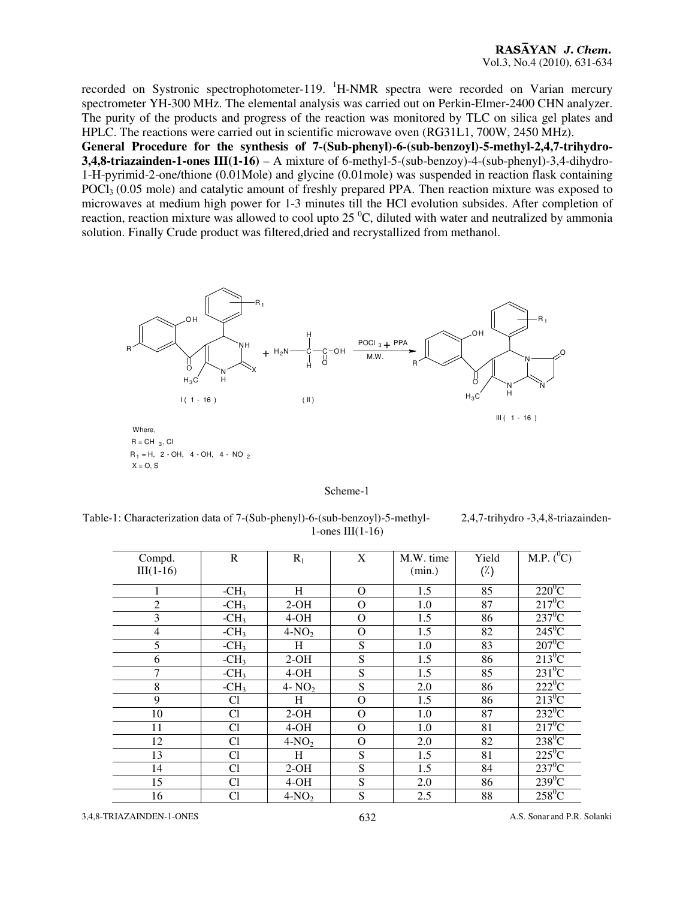recorded on Systronic spectrophotometer-119. $^1$H-NMR spectra were recorded on Varian mercury spectrometer YH-300 MHz. The elemental analysis was carried out on Perkin-Elmer-2400 CHN analyzer. The purity of the products and progress of the reaction was monitored by TLC on silica gel plates and HPLC. The reactions were carried out in scientific microwave oven (RG31L1, 700W, 2450 MHz).

**General Procedure for the synthesis of 7-(Sub-phenyl)-6-(sub-benzoyl)-5-methyl-2,4,7-trihydro-3,4,8-triazainden-1-ones III(1-16)** – A mixture of 6-methyl-5-(sub-benzoy)-4-(sub-phenyl)-3,4-dihydro-1-H-pyrimid-2-one/thione (0.01Mole) and glycine (0.01mole) was suspended in reaction flask containing $POCl_3$ (0.05 mole) and catalytic amount of freshly prepared PPA. Then reaction mixture was exposed to microwaves at medium high power for 1-3 minutes till the HCl evolution subsides. After completion of reaction, reaction mixture was allowed to cool upto 25 $^0$C, diluted with water and neutralized by ammonia solution. Finally Crude product was filtered,dried and recrystallized from methanol.

I ( 1 - 16 ) + $H_2N-CH_2-COOH$ ( II ) $\xrightarrow[\text{M.W.}]{POCl_3 + PPA}$ III ( 1 - 16 )

Where,
R = $CH_3$, Cl
$R_1$ = H, 2 - OH, 4 - OH, 4 - $NO_2$
X = O, S

Scheme-1

Table-1: Characterization data of 7-(Sub-phenyl)-6-(sub-benzoyl)-5-methyl-2,4,7-trihydro -3,4,8-triazainden-1-ones III(1-16)

| Compd. III(1-16) | R | $R_1$ | X | M.W. time (min.) | Yield (%) | M.P. ($^0$C) |
|---|---|---|---|---|---|---|
| 1 | $-CH_3$ | H | O | 1.5 | 85 | 220$^0$C |
| 2 | $-CH_3$ | 2-OH | O | 1.0 | 87 | 217$^0$C |
| 3 | $-CH_3$ | 4-OH | O | 1.5 | 86 | 237$^0$C |
| 4 | $-CH_3$ | 4-$NO_2$ | O | 1.5 | 82 | 245$^0$C |
| 5 | $-CH_3$ | H | S | 1.0 | 83 | 207$^0$C |
| 6 | $-CH_3$ | 2-OH | S | 1.5 | 86 | 213$^0$C |
| 7 | $-CH_3$ | 4-OH | S | 1.5 | 85 | 231$^0$C |
| 8 | $-CH_3$ | 4- $NO_2$ | S | 2.0 | 86 | 222$^0$C |
| 9 | Cl | H | O | 1.5 | 86 | 213$^0$C |
| 10 | Cl | 2-OH | O | 1.0 | 87 | 232$^0$C |
| 11 | Cl | 4-OH | O | 1.0 | 81 | 217$^0$C |
| 12 | Cl | 4-$NO_2$ | O | 2.0 | 82 | 238$^0$C |
| 13 | Cl | H | S | 1.5 | 81 | 225$^0$C |
| 14 | Cl | 2-OH | S | 1.5 | 84 | 237$^0$C |
| 15 | Cl | 4-OH | S | 2.0 | 86 | 239$^0$C |
| 16 | Cl | 4-$NO_2$ | S | 2.5 | 88 | 258$^0$C |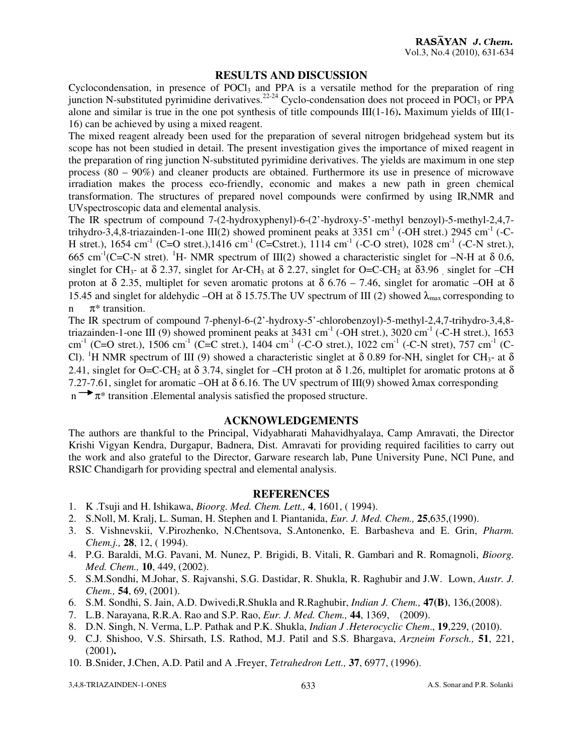## RESULTS AND DISCUSSION

Cyclocondensation, in presence of $POCl_3$ and PPA is a versatile method for the preparation of ring junction N-substituted pyrimidine derivatives.[22-24] Cyclo-condensation does not proceed in $POCl_3$ or PPA alone and similar is true in the one pot synthesis of title compounds III(1-16)**.** Maximum yields of III(1-16) can be achieved by using a mixed reagent.

The mixed reagent already been used for the preparation of several nitrogen bridgehead system but its scope has not been studied in detail. The present investigation gives the importance of mixed reagent in the preparation of ring junction N-substituted pyrimidine derivatives. The yields are maximum in one step process (80 – 90%) and cleaner products are obtained. Furthermore its use in presence of microwave irradiation makes the process eco-friendly, economic and makes a new path in green chemical transformation. The structures of prepared novel compounds were confirmed by using IR,NMR and UVspectroscopic data and elemental analysis.

The IR spectrum of compound 7-(2-hydroxyphenyl)-6-(2'-hydroxy-5'-methyl benzoyl)-5-methyl-2,4,7-trihydro-3,4,8-triazainden-1-one III(2) showed prominent peaks at 3351 $cm^{-1}$ (-OH stret.) 2945 $cm^{-1}$ (-C-H stret.), 1654 $cm^{-1}$ (C=O stret.),1416 $cm^{-1}$ (C=Cstret.), 1114 $cm^{-1}$ (-C-O stret), 1028 $cm^{-1}$ (-C-N stret.), 665 $cm^{-1}$(C=C-N stret). $^1$H- NMR spectrum of III(2) showed a characteristic singlet for –N-H at $\delta$ 0.6, singlet for $CH_3$- at $\delta$ 2.37, singlet for Ar-$CH_3$ at $\delta$ 2.27, singlet for O=C-$CH_2$ at $\delta$3.96 , singlet for –CH proton at $\delta$ 2.35, multiplet for seven aromatic protons at $\delta$ 6.76 – 7.46, singlet for aromatic –OH at $\delta$ 15.45 and singlet for aldehydic –OH at $\delta$ 15.75.The UV spectrum of III (2) showed $\lambda_{max}$ corresponding to n $\pi^*$ transition.

The IR spectrum of compound 7-phenyl-6-(2'-hydroxy-5'-chlorobenzoyl)-5-methyl-2,4,7-trihydro-3,4,8-triazainden-1-one III (9) showed prominent peaks at 3431 $cm^{-1}$ (-OH stret.), 3020 $cm^{-1}$ (-C-H stret.), 1653 $cm^{-1}$ (C=O stret.), 1506 $cm^{-1}$ (C=C stret.), 1404 $cm^{-1}$ (-C-O stret.), 1022 $cm^{-1}$ (-C-N stret), 757 $cm^{-1}$ (C-Cl). $^1$H NMR spectrum of III (9) showed a characteristic singlet at $\delta$ 0.89 for-NH, singlet for $CH_3$- at $\delta$ 2.41, singlet for O=C-$CH_2$ at $\delta$ 3.74, singlet for –CH proton at $\delta$ 1.26, multiplet for aromatic protons at $\delta$ 7.27-7.61, singlet for aromatic –OH at $\delta$ 6.16. The UV spectrum of III(9) showed $\lambda$max corresponding n $\rightarrow \pi^*$ transition .Elemental analysis satisfied the proposed structure.

## ACKNOWLEDGEMENTS

The authors are thankful to the Principal, Vidyabharati Mahavidhyalaya, Camp Amravati, the Director Krishi Vigyan Kendra, Durgapur, Badnera, Dist. Amravati for providing required facilities to carry out the work and also grateful to the Director, Garware research lab, Pune University Pune, NCl Pune, and RSIC Chandigarh for providing spectral and elemental analysis.

## REFERENCES

1. K .Tsuji and H. Ishikawa, *Bioorg. Med. Chem. Lett.,* **4**, 1601, ( 1994).
2. S.Noll, M. Kralj, L. Suman, H. Stephen and I. Piantanida, *Eur. J. Med. Chem.,* **25**,635,(1990).
3. S. Vishnevskii, V.Pirozhenko, N.Chentsova, S.Antonenko, E. Barbasheva and E. Grin, *Pharm. Chem.j.,* **28**, 12, ( 1994).
4. P.G. Baraldi, M.G. Pavani, M. Nunez, P. Brigidi, B. Vitali, R. Gambari and R. Romagnoli, *Bioorg. Med. Chem.,* **10**, 449, (2002).
5. S.M.Sondhi, M.Johar, S. Rajvanshi, S.G. Dastidar, R. Shukla, R. Raghubir and J.W. Lown, *Austr. J. Chem.,* **54**, 69, (2001).
6. S.M. Sondhi, S. Jain, A.D. Dwivedi,R.Shukla and R.Raghubir, *Indian J. Chem.,* **47(B)**, 136,(2008).
7. L.B. Narayana, R.R.A. Rao and S.P. Rao, *Eur. J. Med. Chem.,* **44**, 1369, (2009).
8. D.N. Singh, N. Verma, L.P. Pathak and P.K. Shukla, *Indian J .Heterocyclic Chem*., **19**,229, (2010).
9. C.J. Shishoo, V.S. Shirsath, I.S. Rathod, M.J. Patil and S.S. Bhargava, *Arzneim Forsch.,* **51**, 221, (2001)**.**
10. B.Snider, J.Chen, A.D. Patil and A .Freyer, *Tetrahedron Lett.,* **37**, 6977, (1996).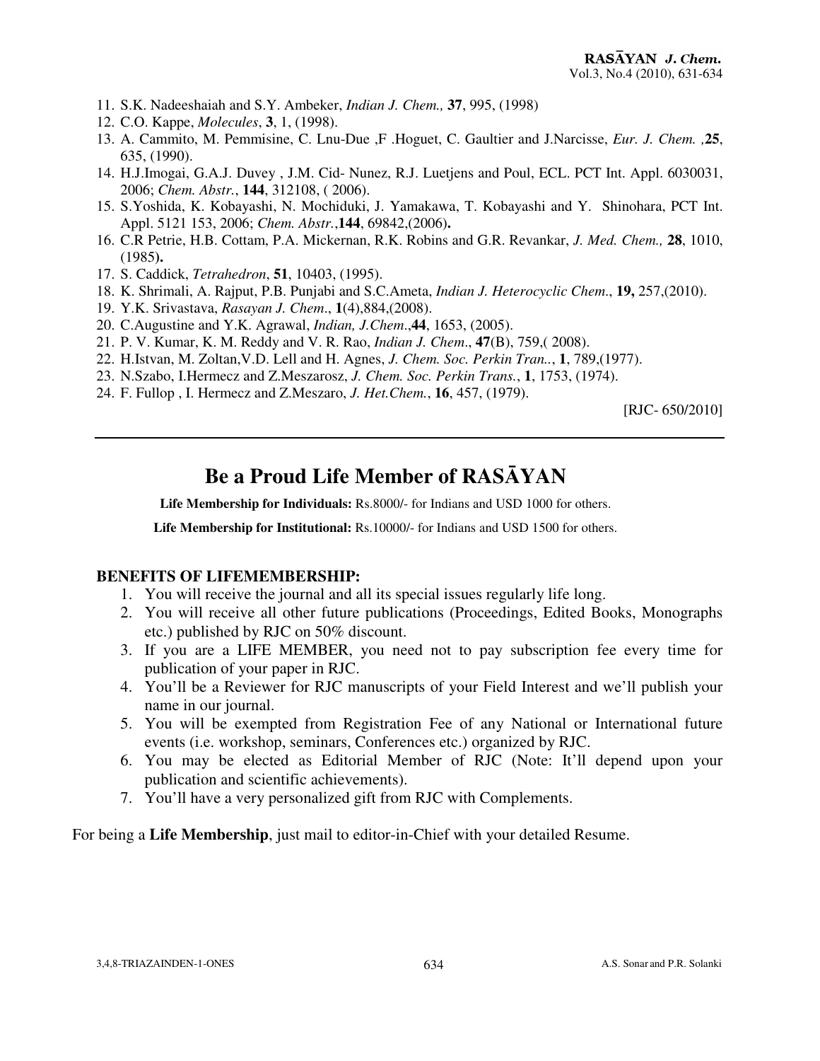11. S.K. Nadeeshaiah and S.Y. Ambeker, *Indian J. Chem.,* **37**, 995, (1998)
12. C.O. Kappe, *Molecules*, **3**, 1, (1998).
13. A. Cammito, M. Pemmisine, C. Lnu-Due ,F .Hoguet, C. Gaultier and J.Narcisse, *Eur. J. Chem. ,***25**, 635, (1990).
14. H.J.Imogai, G.A.J. Duvey , J.M. Cid- Nunez, R.J. Luetjens and Poul, ECL. PCT Int. Appl. 6030031, 2006; *Chem. Abstr.*, **144**, 312108, ( 2006).
15. S.Yoshida, K. Kobayashi, N. Mochiduki, J. Yamakawa, T. Kobayashi and Y. Shinohara, PCT Int. Appl. 5121 153, 2006; *Chem. Abstr.*,**144**, 69842,(2006)**.**
16. C.R Petrie, H.B. Cottam, P.A. Mickernan, R.K. Robins and G.R. Revankar, *J. Med. Chem.,* **28**, 1010, (1985)**.**
17. S. Caddick, *Tetrahedron*, **51**, 10403, (1995).
18. K. Shrimali, A. Rajput, P.B. Punjabi and S.C.Ameta, *Indian J. Heterocyclic Chem*., **19,** 257,(2010).
19. Y.K. Srivastava, *Rasayan J. Chem*., **1**(4),884,(2008).
20. C.Augustine and Y.K. Agrawal, *Indian, J.Chem*.,**44**, 1653, (2005).
21. P. V. Kumar, K. M. Reddy and V. R. Rao, *Indian J. Chem*., **47**(B), 759,( 2008).
22. H.Istvan, M. Zoltan,V.D. Lell and H. Agnes, *J. Chem. Soc. Perkin Tran..*, **1**, 789,(1977).
23. N.Szabo, I.Hermecz and Z.Meszarosz, *J. Chem. Soc. Perkin Trans.*, **1**, 1753, (1974).
24. F. Fullop , I. Hermecz and Z.Meszaro, *J. Het.Chem.*, **16**, 457, (1979).

[RJC- 650/2010]

---

# Be a Proud Life Member of RASĀYAN

**Life Membership for Individuals:** Rs.8000/- for Indians and USD 1000 for others.

**Life Membership for Institutional:** Rs.10000/- for Indians and USD 1500 for others.

### BENEFITS OF LIFEMEMBERSHIP:

1. You will receive the journal and all its special issues regularly life long.
2. You will receive all other future publications (Proceedings, Edited Books, Monographs etc.) published by RJC on 50% discount.
3. If you are a LIFE MEMBER, you need not to pay subscription fee every time for publication of your paper in RJC.
4. You'll be a Reviewer for RJC manuscripts of your Field Interest and we'll publish your name in our journal.
5. You will be exempted from Registration Fee of any National or International future events (i.e. workshop, seminars, Conferences etc.) organized by RJC.
6. You may be elected as Editorial Member of RJC (Note: It'll depend upon your publication and scientific achievements).
7. You'll have a very personalized gift from RJC with Complements.

For being a **Life Membership**, just mail to editor-in-Chief with your detailed Resume.